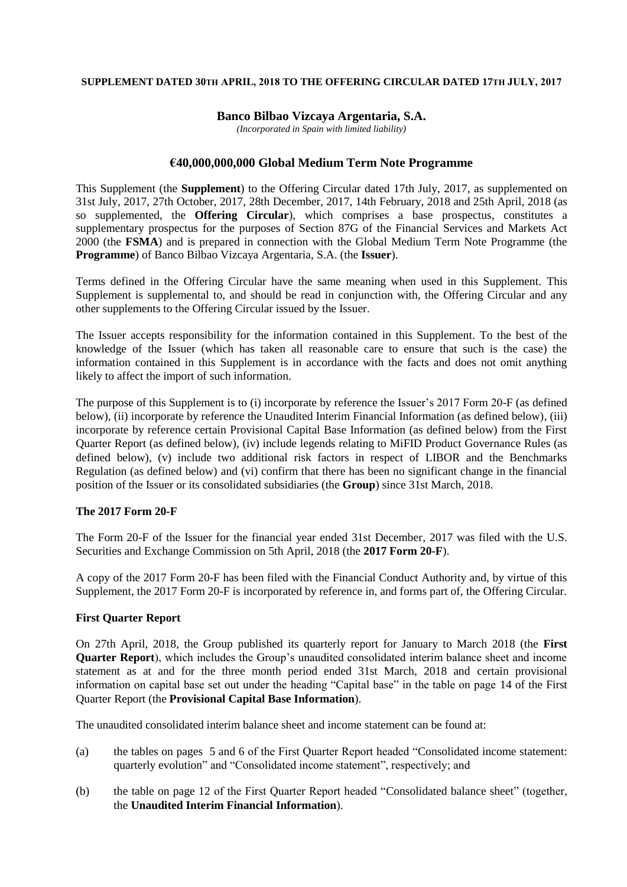**SUPPLEMENT DATED 30TH APRIL, 2018 TO THE OFFERING CIRCULAR DATED 17TH JULY, 2017**

# Banco Bilbao Vizcaya Argentaria, S.A.

*(Incorporated in Spain with limited liability)*

## €40,000,000,000 Global Medium Term Note Programme

This Supplement (the **Supplement**) to the Offering Circular dated 17th July, 2017, as supplemented on 31st July, 2017, 27th October, 2017, 28th December, 2017, 14th February, 2018 and 25th April, 2018 (as so supplemented, the **Offering Circular**), which comprises a base prospectus, constitutes a supplementary prospectus for the purposes of Section 87G of the Financial Services and Markets Act 2000 (the **FSMA**) and is prepared in connection with the Global Medium Term Note Programme (the **Programme**) of Banco Bilbao Vizcaya Argentaria, S.A. (the **Issuer**).

Terms defined in the Offering Circular have the same meaning when used in this Supplement. This Supplement is supplemental to, and should be read in conjunction with, the Offering Circular and any other supplements to the Offering Circular issued by the Issuer.

The Issuer accepts responsibility for the information contained in this Supplement. To the best of the knowledge of the Issuer (which has taken all reasonable care to ensure that such is the case) the information contained in this Supplement is in accordance with the facts and does not omit anything likely to affect the import of such information.

The purpose of this Supplement is to (i) incorporate by reference the Issuer's 2017 Form 20-F (as defined below), (ii) incorporate by reference the Unaudited Interim Financial Information (as defined below), (iii) incorporate by reference certain Provisional Capital Base Information (as defined below) from the First Quarter Report (as defined below), (iv) include legends relating to MiFID Product Governance Rules (as defined below), (v) include two additional risk factors in respect of LIBOR and the Benchmarks Regulation (as defined below) and (vi) confirm that there has been no significant change in the financial position of the Issuer or its consolidated subsidiaries (the **Group**) since 31st March, 2018.

### The 2017 Form 20-F

The Form 20-F of the Issuer for the financial year ended 31st December, 2017 was filed with the U.S. Securities and Exchange Commission on 5th April, 2018 (the **2017 Form 20-F**).

A copy of the 2017 Form 20-F has been filed with the Financial Conduct Authority and, by virtue of this Supplement, the 2017 Form 20-F is incorporated by reference in, and forms part of, the Offering Circular.

### First Quarter Report

On 27th April, 2018, the Group published its quarterly report for January to March 2018 (the **First Quarter Report**), which includes the Group's unaudited consolidated interim balance sheet and income statement as at and for the three month period ended 31st March, 2018 and certain provisional information on capital base set out under the heading "Capital base" in the table on page 14 of the First Quarter Report (the **Provisional Capital Base Information**).

The unaudited consolidated interim balance sheet and income statement can be found at:

(a) the tables on pages 5 and 6 of the First Quarter Report headed "Consolidated income statement: quarterly evolution" and "Consolidated income statement", respectively; and

(b) the table on page 12 of the First Quarter Report headed "Consolidated balance sheet" (together, the **Unaudited Interim Financial Information**).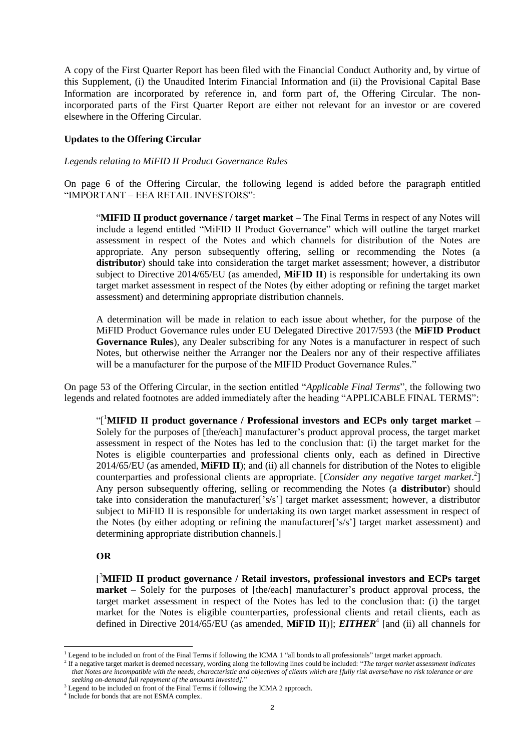A copy of the First Quarter Report has been filed with the Financial Conduct Authority and, by virtue of this Supplement, (i) the Unaudited Interim Financial Information and (ii) the Provisional Capital Base Information are incorporated by reference in, and form part of, the Offering Circular. The non-incorporated parts of the First Quarter Report are either not relevant for an investor or are covered elsewhere in the Offering Circular.

**Updates to the Offering Circular**

*Legends relating to MiFID II Product Governance Rules*

On page 6 of the Offering Circular, the following legend is added before the paragraph entitled "IMPORTANT – EEA RETAIL INVESTORS":

> "**MIFID II product governance / target market** – The Final Terms in respect of any Notes will include a legend entitled "MiFID II Product Governance" which will outline the target market assessment in respect of the Notes and which channels for distribution of the Notes are appropriate. Any person subsequently offering, selling or recommending the Notes (a **distributor**) should take into consideration the target market assessment; however, a distributor subject to Directive 2014/65/EU (as amended, **MiFID II**) is responsible for undertaking its own target market assessment in respect of the Notes (by either adopting or refining the target market assessment) and determining appropriate distribution channels.
>
> A determination will be made in relation to each issue about whether, for the purpose of the MiFID Product Governance rules under EU Delegated Directive 2017/593 (the **MiFID Product Governance Rules**), any Dealer subscribing for any Notes is a manufacturer in respect of such Notes, but otherwise neither the Arranger nor the Dealers nor any of their respective affiliates will be a manufacturer for the purpose of the MIFID Product Governance Rules."

On page 53 of the Offering Circular, in the section entitled "*Applicable Final Terms*", the following two legends and related footnotes are added immediately after the heading "APPLICABLE FINAL TERMS":

> "[[1]**MIFID II product governance / Professional investors and ECPs only target market** – Solely for the purposes of [the/each] manufacturer's product approval process, the target market assessment in respect of the Notes has led to the conclusion that: (i) the target market for the Notes is eligible counterparties and professional clients only, each as defined in Directive 2014/65/EU (as amended, **MiFID II**); and (ii) all channels for distribution of the Notes to eligible counterparties and professional clients are appropriate. [*Consider any negative target market*.[2]] Any person subsequently offering, selling or recommending the Notes (a **distributor**) should take into consideration the manufacturer['s/s'] target market assessment; however, a distributor subject to MiFID II is responsible for undertaking its own target market assessment in respect of the Notes (by either adopting or refining the manufacturer['s/s'] target market assessment) and determining appropriate distribution channels.]
>
> **OR**
>
> [[3]**MIFID II product governance / Retail investors, professional investors and ECPs target market** – Solely for the purposes of [the/each] manufacturer's product approval process, the target market assessment in respect of the Notes has led to the conclusion that: (i) the target market for the Notes is eligible counterparties, professional clients and retail clients, each as defined in Directive 2014/65/EU (as amended, **MiFID II**)]; ***EITHER***[4] [and (ii) all channels for

---

[1] Legend to be included on front of the Final Terms if following the ICMA 1 "all bonds to all professionals" target market approach.

[2] If a negative target market is deemed necessary, wording along the following lines could be included: "*The target market assessment indicates that Notes are incompatible with the needs, characteristic and objectives of clients which are [fully risk averse/have no risk tolerance or are seeking on-demand full repayment of the amounts invested]*."

[3] Legend to be included on front of the Final Terms if following the ICMA 2 approach.

[4] Include for bonds that are not ESMA complex.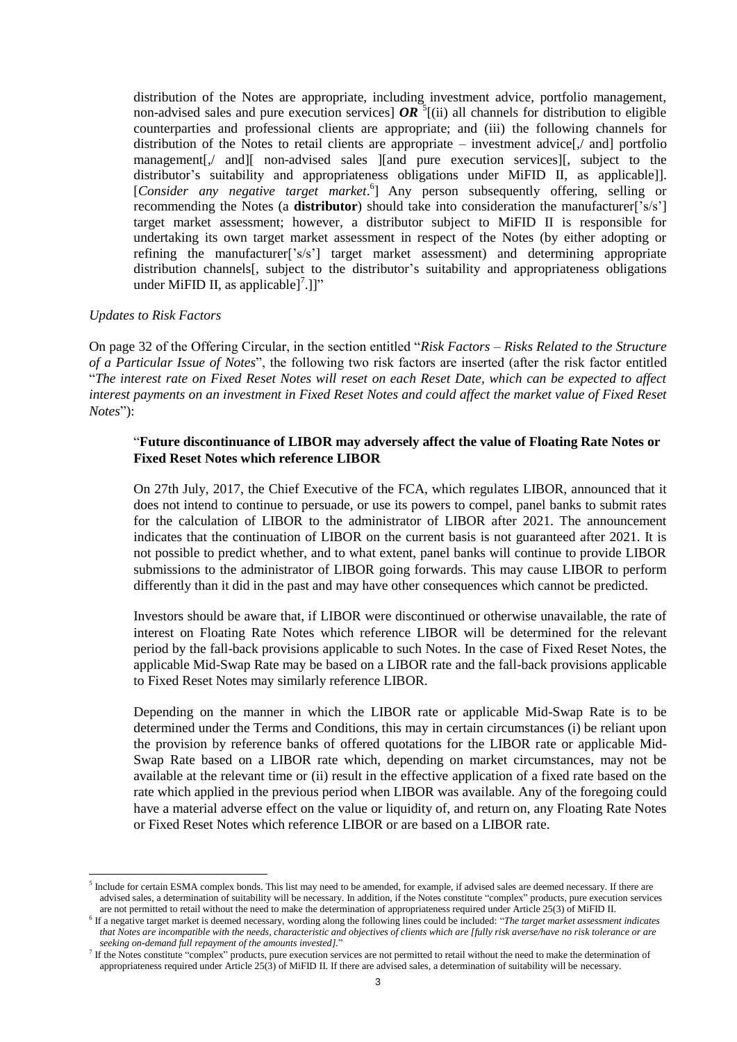distribution of the Notes are appropriate, including investment advice, portfolio management, non-advised sales and pure execution services] ***OR*** [5][(ii) all channels for distribution to eligible counterparties and professional clients are appropriate; and (iii) the following channels for distribution of the Notes to retail clients are appropriate – investment advice[,/ and] portfolio management[,/ and][ non-advised sales ][and pure execution services][, subject to the distributor's suitability and appropriateness obligations under MiFID II, as applicable]]. [*Consider any negative target market*.[6]] Any person subsequently offering, selling or recommending the Notes (a **distributor**) should take into consideration the manufacturer['s/s'] target market assessment; however, a distributor subject to MiFID II is responsible for undertaking its own target market assessment in respect of the Notes (by either adopting or refining the manufacturer['s/s'] target market assessment) and determining appropriate distribution channels[, subject to the distributor's suitability and appropriateness obligations under MiFID II, as applicable][7].]]"

*Updates to Risk Factors*

On page 32 of the Offering Circular, in the section entitled "*Risk Factors – Risks Related to the Structure of a Particular Issue of Notes*", the following two risk factors are inserted (after the risk factor entitled "*The interest rate on Fixed Reset Notes will reset on each Reset Date, which can be expected to affect interest payments on an investment in Fixed Reset Notes and could affect the market value of Fixed Reset Notes*"):

"**Future discontinuance of LIBOR may adversely affect the value of Floating Rate Notes or Fixed Reset Notes which reference LIBOR**

On 27th July, 2017, the Chief Executive of the FCA, which regulates LIBOR, announced that it does not intend to continue to persuade, or use its powers to compel, panel banks to submit rates for the calculation of LIBOR to the administrator of LIBOR after 2021. The announcement indicates that the continuation of LIBOR on the current basis is not guaranteed after 2021. It is not possible to predict whether, and to what extent, panel banks will continue to provide LIBOR submissions to the administrator of LIBOR going forwards. This may cause LIBOR to perform differently than it did in the past and may have other consequences which cannot be predicted.

Investors should be aware that, if LIBOR were discontinued or otherwise unavailable, the rate of interest on Floating Rate Notes which reference LIBOR will be determined for the relevant period by the fall-back provisions applicable to such Notes. In the case of Fixed Reset Notes, the applicable Mid-Swap Rate may be based on a LIBOR rate and the fall-back provisions applicable to Fixed Reset Notes may similarly reference LIBOR.

Depending on the manner in which the LIBOR rate or applicable Mid-Swap Rate is to be determined under the Terms and Conditions, this may in certain circumstances (i) be reliant upon the provision by reference banks of offered quotations for the LIBOR rate or applicable Mid-Swap Rate based on a LIBOR rate which, depending on market circumstances, may not be available at the relevant time or (ii) result in the effective application of a fixed rate based on the rate which applied in the previous period when LIBOR was available. Any of the foregoing could have a material adverse effect on the value or liquidity of, and return on, any Floating Rate Notes or Fixed Reset Notes which reference LIBOR or are based on a LIBOR rate.

[5] Include for certain ESMA complex bonds. This list may need to be amended, for example, if advised sales are deemed necessary. If there are advised sales, a determination of suitability will be necessary. In addition, if the Notes constitute "complex" products, pure execution services are not permitted to retail without the need to make the determination of appropriateness required under Article 25(3) of MiFID II.

[6] If a negative target market is deemed necessary, wording along the following lines could be included: "*The target market assessment indicates that Notes are incompatible with the needs, characteristic and objectives of clients which are [fully risk averse/have no risk tolerance or are seeking on-demand full repayment of the amounts invested]*."

[7] If the Notes constitute "complex" products, pure execution services are not permitted to retail without the need to make the determination of appropriateness required under Article 25(3) of MiFID II. If there are advised sales, a determination of suitability will be necessary.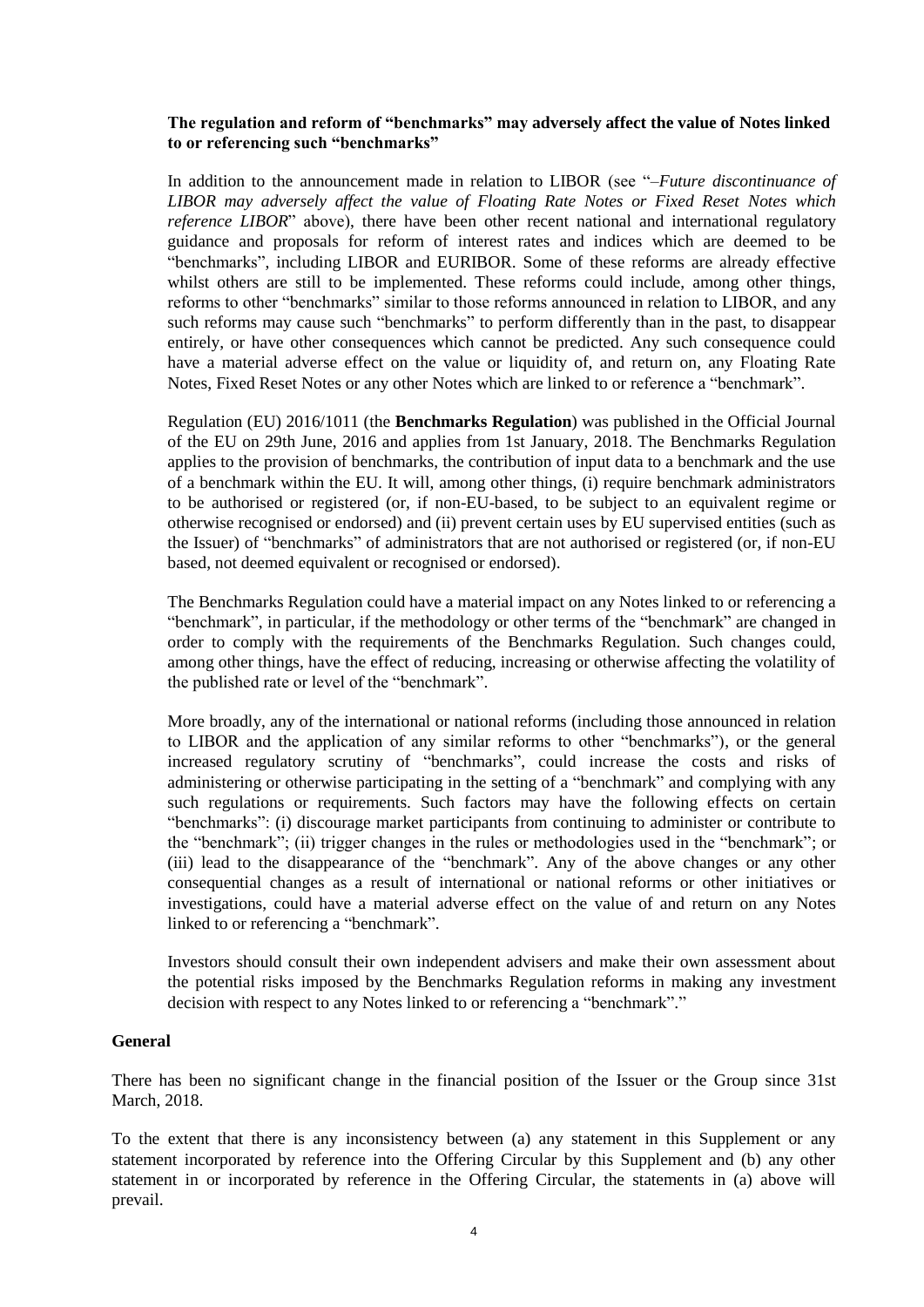**The regulation and reform of "benchmarks" may adversely affect the value of Notes linked to or referencing such "benchmarks"**

In addition to the announcement made in relation to LIBOR (see "*–Future discontinuance of LIBOR may adversely affect the value of Floating Rate Notes or Fixed Reset Notes which reference LIBOR*" above), there have been other recent national and international regulatory guidance and proposals for reform of interest rates and indices which are deemed to be "benchmarks", including LIBOR and EURIBOR. Some of these reforms are already effective whilst others are still to be implemented. These reforms could include, among other things, reforms to other "benchmarks" similar to those reforms announced in relation to LIBOR, and any such reforms may cause such "benchmarks" to perform differently than in the past, to disappear entirely, or have other consequences which cannot be predicted. Any such consequence could have a material adverse effect on the value or liquidity of, and return on, any Floating Rate Notes, Fixed Reset Notes or any other Notes which are linked to or reference a "benchmark".

Regulation (EU) 2016/1011 (the **Benchmarks Regulation**) was published in the Official Journal of the EU on 29th June, 2016 and applies from 1st January, 2018. The Benchmarks Regulation applies to the provision of benchmarks, the contribution of input data to a benchmark and the use of a benchmark within the EU. It will, among other things, (i) require benchmark administrators to be authorised or registered (or, if non-EU-based, to be subject to an equivalent regime or otherwise recognised or endorsed) and (ii) prevent certain uses by EU supervised entities (such as the Issuer) of "benchmarks" of administrators that are not authorised or registered (or, if non-EU based, not deemed equivalent or recognised or endorsed).

The Benchmarks Regulation could have a material impact on any Notes linked to or referencing a "benchmark", in particular, if the methodology or other terms of the "benchmark" are changed in order to comply with the requirements of the Benchmarks Regulation. Such changes could, among other things, have the effect of reducing, increasing or otherwise affecting the volatility of the published rate or level of the "benchmark".

More broadly, any of the international or national reforms (including those announced in relation to LIBOR and the application of any similar reforms to other "benchmarks"), or the general increased regulatory scrutiny of "benchmarks", could increase the costs and risks of administering or otherwise participating in the setting of a "benchmark" and complying with any such regulations or requirements. Such factors may have the following effects on certain "benchmarks": (i) discourage market participants from continuing to administer or contribute to the "benchmark"; (ii) trigger changes in the rules or methodologies used in the "benchmark"; or (iii) lead to the disappearance of the "benchmark". Any of the above changes or any other consequential changes as a result of international or national reforms or other initiatives or investigations, could have a material adverse effect on the value of and return on any Notes linked to or referencing a "benchmark".

Investors should consult their own independent advisers and make their own assessment about the potential risks imposed by the Benchmarks Regulation reforms in making any investment decision with respect to any Notes linked to or referencing a "benchmark"."

**General**

There has been no significant change in the financial position of the Issuer or the Group since 31st March, 2018.

To the extent that there is any inconsistency between (a) any statement in this Supplement or any statement incorporated by reference into the Offering Circular by this Supplement and (b) any other statement in or incorporated by reference in the Offering Circular, the statements in (a) above will prevail.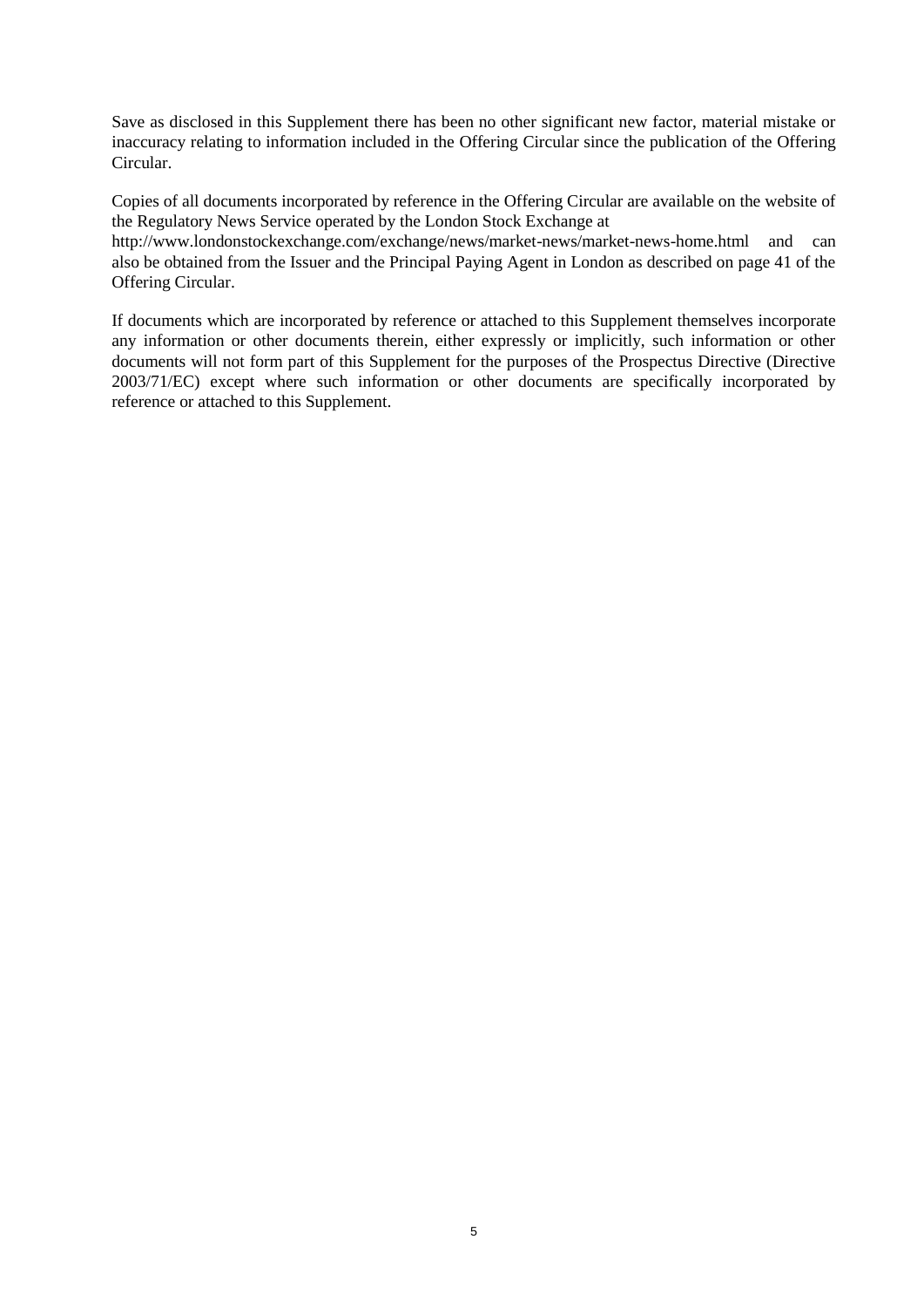Save as disclosed in this Supplement there has been no other significant new factor, material mistake or inaccuracy relating to information included in the Offering Circular since the publication of the Offering Circular.

Copies of all documents incorporated by reference in the Offering Circular are available on the website of the Regulatory News Service operated by the London Stock Exchange at http://www.londonstockexchange.com/exchange/news/market-news/market-news-home.html and can also be obtained from the Issuer and the Principal Paying Agent in London as described on page 41 of the Offering Circular.

If documents which are incorporated by reference or attached to this Supplement themselves incorporate any information or other documents therein, either expressly or implicitly, such information or other documents will not form part of this Supplement for the purposes of the Prospectus Directive (Directive 2003/71/EC) except where such information or other documents are specifically incorporated by reference or attached to this Supplement.